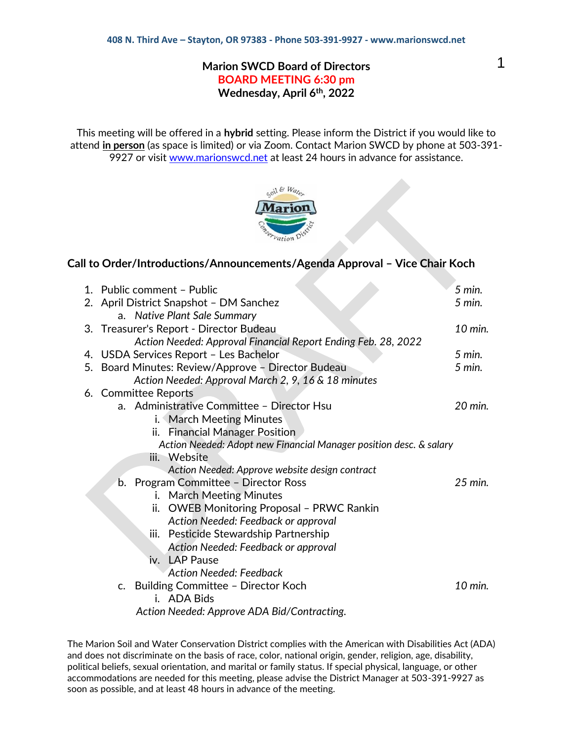408 N. Third Ave – Stayton, OR 97383 - Phone 503-391-9927 - www.marionswcd.net

# Marion SWCD Board of Directors
## BOARD MEETING 6:30 pm
## Wednesday, April 6th, 2022

This meeting will be offered in a **hybrid** setting. Please inform the District if you would like to attend **in person** (as space is limited) or via Zoom. Contact Marion SWCD by phone at 503-391-9927 or visit www.marionswcd.net at least 24 hours in advance for assistance.

DRAFT

### Call to Order/Introductions/Announcements/Agenda Approval – Vice Chair Koch

1. Public comment – Public — *5 min.*
2. April District Snapshot – DM Sanchez — *5 min.*
   a. *Native Plant Sale Summary*
3. Treasurer's Report - Director Budeau — *10 min.*
   *Action Needed: Approval Financial Report Ending Feb. 28, 2022*
4. USDA Services Report – Les Bachelor — *5 min.*
5. Board Minutes: Review/Approve – Director Budeau — *5 min.*
   *Action Needed: Approval March 2, 9, 16 & 18 minutes*
6. Committee Reports
   a. Administrative Committee – Director Hsu — *20 min.*
      i. March Meeting Minutes
      ii. Financial Manager Position
         *Action Needed: Adopt new Financial Manager position desc. & salary*
      iii. Website
         *Action Needed: Approve website design contract*
   b. Program Committee – Director Ross — *25 min.*
      i. March Meeting Minutes
      ii. OWEB Monitoring Proposal – PRWC Rankin
         *Action Needed: Feedback or approval*
      iii. Pesticide Stewardship Partnership
         *Action Needed: Feedback or approval*
      iv. LAP Pause
         *Action Needed: Feedback*
   c. Building Committee – Director Koch — *10 min.*
      i. ADA Bids
      *Action Needed: Approve ADA Bid/Contracting.*

The Marion Soil and Water Conservation District complies with the American with Disabilities Act (ADA) and does not discriminate on the basis of race, color, national origin, gender, religion, age, disability, political beliefs, sexual orientation, and marital or family status. If special physical, language, or other accommodations are needed for this meeting, please advise the District Manager at 503-391-9927 as soon as possible, and at least 48 hours in advance of the meeting.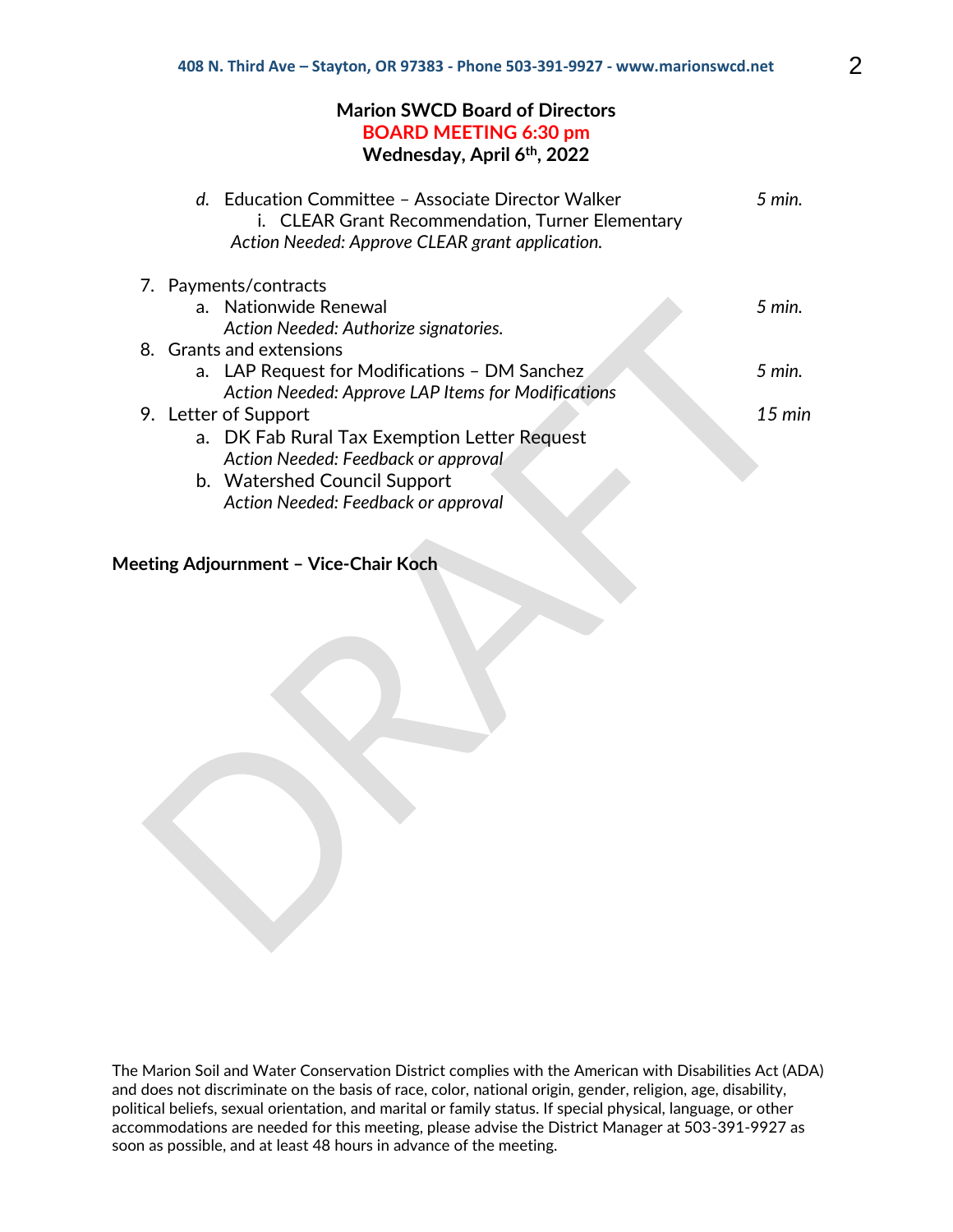**Marion SWCD Board of Directors**
**BOARD MEETING 6:30 pm**
**Wednesday, April 6th, 2022**

- *d.* Education Committee – Associate Director Walker — *5 min.*
  - i. CLEAR Grant Recommendation, Turner Elementary
  - *Action Needed: Approve CLEAR grant application.*

7. Payments/contracts
   - a. Nationwide Renewal — *5 min.*
     *Action Needed: Authorize signatories.*
8. Grants and extensions
   - a. LAP Request for Modifications – DM Sanchez — *5 min.*
     *Action Needed: Approve LAP Items for Modifications*
9. Letter of Support — *15 min*
   - a. DK Fab Rural Tax Exemption Letter Request
     *Action Needed: Feedback or approval*
   - b. Watershed Council Support
     *Action Needed: Feedback or approval*

**Meeting Adjournment – Vice-Chair Koch**

DRAFT

The Marion Soil and Water Conservation District complies with the American with Disabilities Act (ADA) and does not discriminate on the basis of race, color, national origin, gender, religion, age, disability, political beliefs, sexual orientation, and marital or family status. If special physical, language, or other accommodations are needed for this meeting, please advise the District Manager at 503-391-9927 as soon as possible, and at least 48 hours in advance of the meeting.